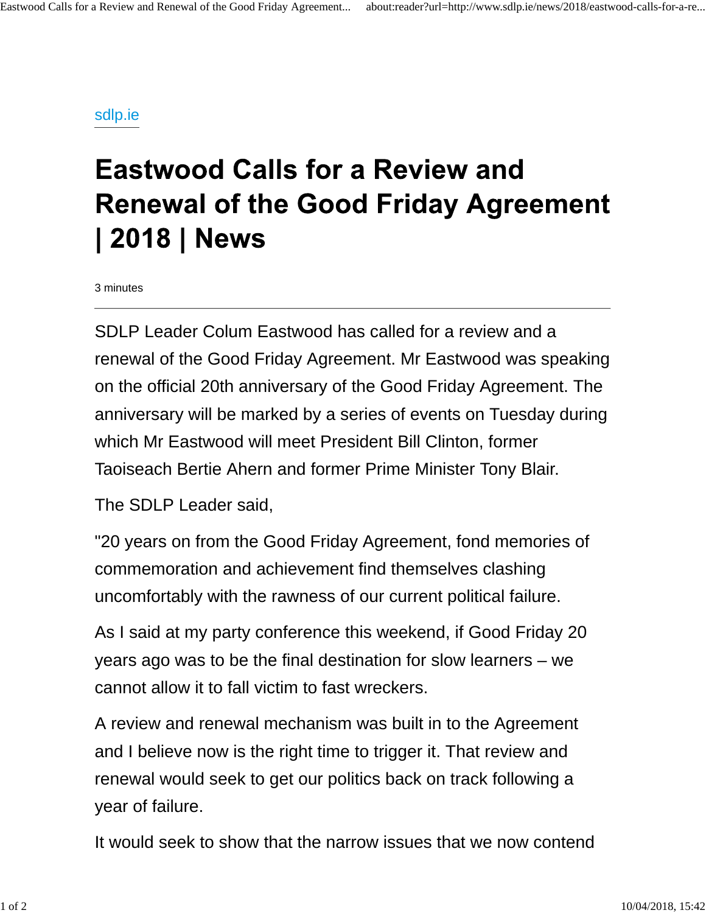sdlp.ie

# Eastwood Calls for a Review and Renewal of the Good Friday Agreement | 2018 | News

3 minutes

---

SDLP Leader Colum Eastwood has called for a review and a renewal of the Good Friday Agreement. Mr Eastwood was speaking on the official 20th anniversary of the Good Friday Agreement. The anniversary will be marked by a series of events on Tuesday during which Mr Eastwood will meet President Bill Clinton, former Taoiseach Bertie Ahern and former Prime Minister Tony Blair.

The SDLP Leader said,

"20 years on from the Good Friday Agreement, fond memories of commemoration and achievement find themselves clashing uncomfortably with the rawness of our current political failure.

As I said at my party conference this weekend, if Good Friday 20 years ago was to be the final destination for slow learners – we cannot allow it to fall victim to fast wreckers.

A review and renewal mechanism was built in to the Agreement and I believe now is the right time to trigger it. That review and renewal would seek to get our politics back on track following a year of failure.

It would seek to show that the narrow issues that we now contend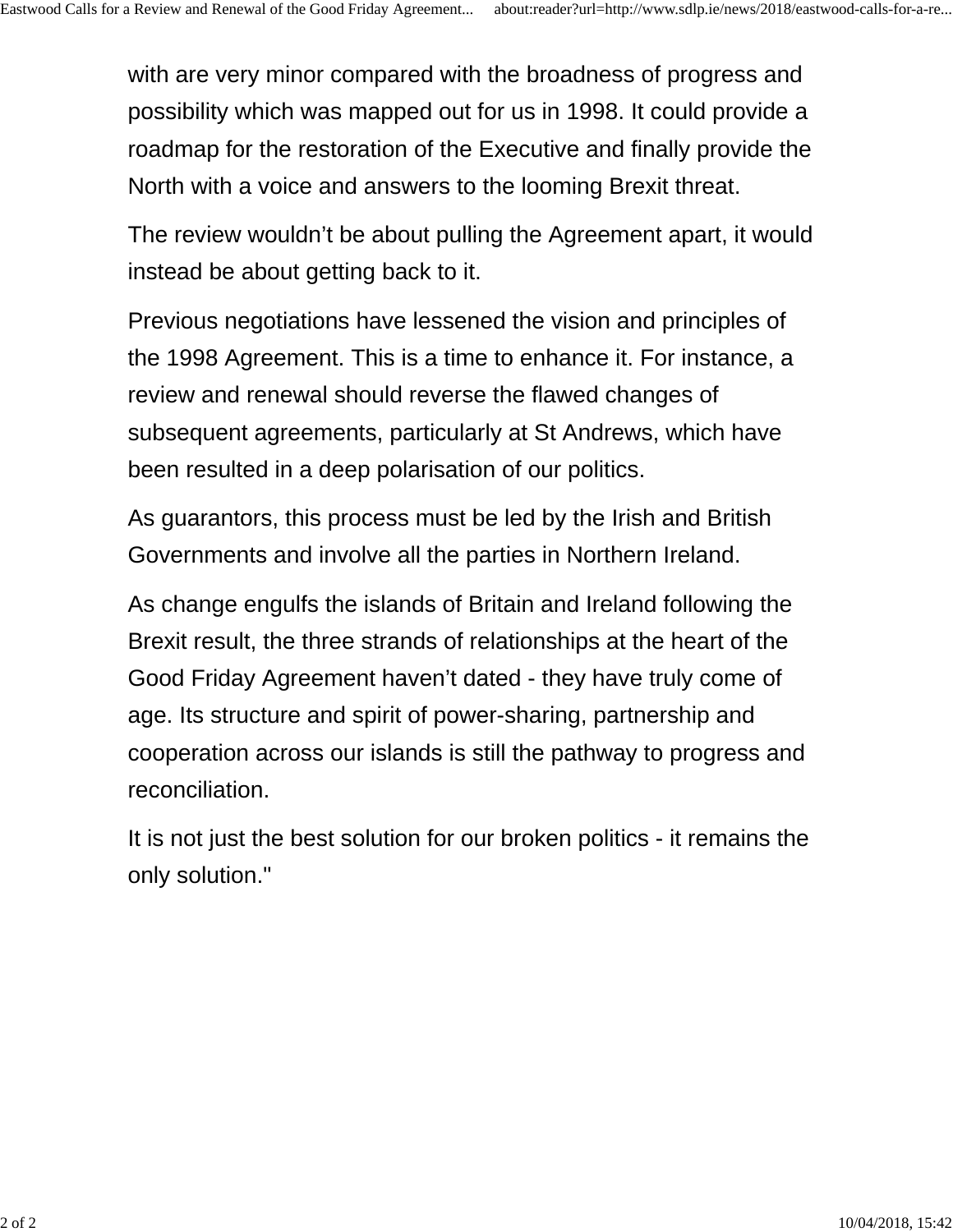with are very minor compared with the broadness of progress and possibility which was mapped out for us in 1998. It could provide a roadmap for the restoration of the Executive and finally provide the North with a voice and answers to the looming Brexit threat.

The review wouldn’t be about pulling the Agreement apart, it would instead be about getting back to it.

Previous negotiations have lessened the vision and principles of the 1998 Agreement. This is a time to enhance it. For instance, a review and renewal should reverse the flawed changes of subsequent agreements, particularly at St Andrews, which have been resulted in a deep polarisation of our politics.

As guarantors, this process must be led by the Irish and British Governments and involve all the parties in Northern Ireland.

As change engulfs the islands of Britain and Ireland following the Brexit result, the three strands of relationships at the heart of the Good Friday Agreement haven’t dated - they have truly come of age. Its structure and spirit of power-sharing, partnership and cooperation across our islands is still the pathway to progress and reconciliation.

It is not just the best solution for our broken politics - it remains the only solution."